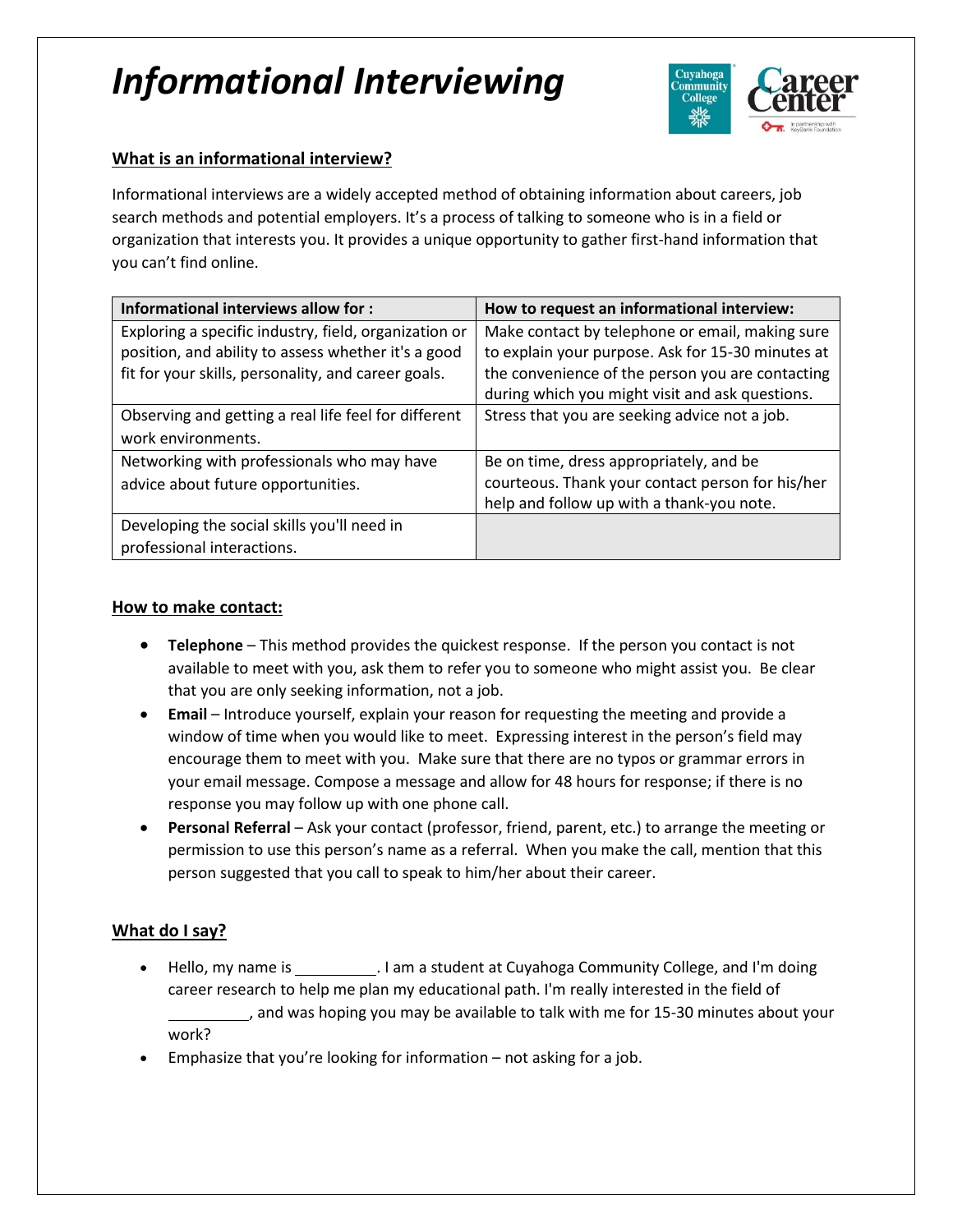# *Informational Interviewing*

## What is an informational interview?

Informational interviews are a widely accepted method of obtaining information about careers, job search methods and potential employers. It's a process of talking to someone who is in a field or organization that interests you. It provides a unique opportunity to gather first-hand information that you can't find online.

| Informational interviews allow for : | How to request an informational interview: |
| --- | --- |
| Exploring a specific industry, field, organization or position, and ability to assess whether it's a good fit for your skills, personality, and career goals. | Make contact by telephone or email, making sure to explain your purpose. Ask for 15-30 minutes at the convenience of the person you are contacting during which you might visit and ask questions. |
| Observing and getting a real life feel for different work environments. | Stress that you are seeking advice not a job. |
| Networking with professionals who may have advice about future opportunities. | Be on time, dress appropriately, and be courteous. Thank your contact person for his/her help and follow up with a thank-you note. |
| Developing the social skills you'll need in professional interactions. | |

## How to make contact:

- **Telephone** – This method provides the quickest response. If the person you contact is not available to meet with you, ask them to refer you to someone who might assist you. Be clear that you are only seeking information, not a job.
- **Email** – Introduce yourself, explain your reason for requesting the meeting and provide a window of time when you would like to meet. Expressing interest in the person's field may encourage them to meet with you. Make sure that there are no typos or grammar errors in your email message. Compose a message and allow for 48 hours for response; if there is no response you may follow up with one phone call.
- **Personal Referral** – Ask your contact (professor, friend, parent, etc.) to arrange the meeting or permission to use this person's name as a referral. When you make the call, mention that this person suggested that you call to speak to him/her about their career.

## What do I say?

- Hello, my name is __________. I am a student at Cuyahoga Community College, and I'm doing career research to help me plan my educational path. I'm really interested in the field of __________, and was hoping you may be available to talk with me for 15-30 minutes about your work?
- Emphasize that you're looking for information – not asking for a job.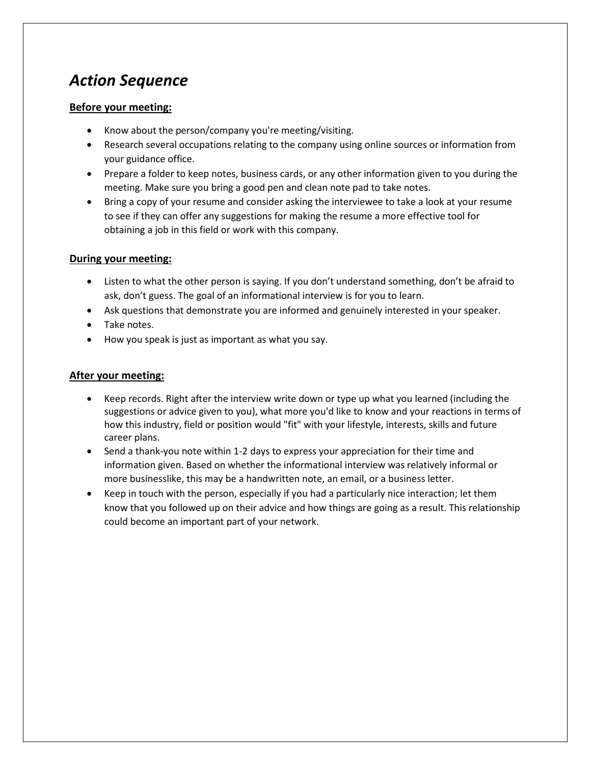## *Action Sequence*

**Before your meeting:**

- Know about the person/company you're meeting/visiting.
- Research several occupations relating to the company using online sources or information from your guidance office.
- Prepare a folder to keep notes, business cards, or any other information given to you during the meeting. Make sure you bring a good pen and clean note pad to take notes.
- Bring a copy of your resume and consider asking the interviewee to take a look at your resume to see if they can offer any suggestions for making the resume a more effective tool for obtaining a job in this field or work with this company.

**During your meeting:**

- Listen to what the other person is saying. If you don't understand something, don't be afraid to ask, don't guess. The goal of an informational interview is for you to learn.
- Ask questions that demonstrate you are informed and genuinely interested in your speaker.
- Take notes.
- How you speak is just as important as what you say.

**After your meeting:**

- Keep records. Right after the interview write down or type up what you learned (including the suggestions or advice given to you), what more you'd like to know and your reactions in terms of how this industry, field or position would "fit" with your lifestyle, interests, skills and future career plans.
- Send a thank-you note within 1-2 days to express your appreciation for their time and information given. Based on whether the informational interview was relatively informal or more businesslike, this may be a handwritten note, an email, or a business letter.
- Keep in touch with the person, especially if you had a particularly nice interaction; let them know that you followed up on their advice and how things are going as a result. This relationship could become an important part of your network.